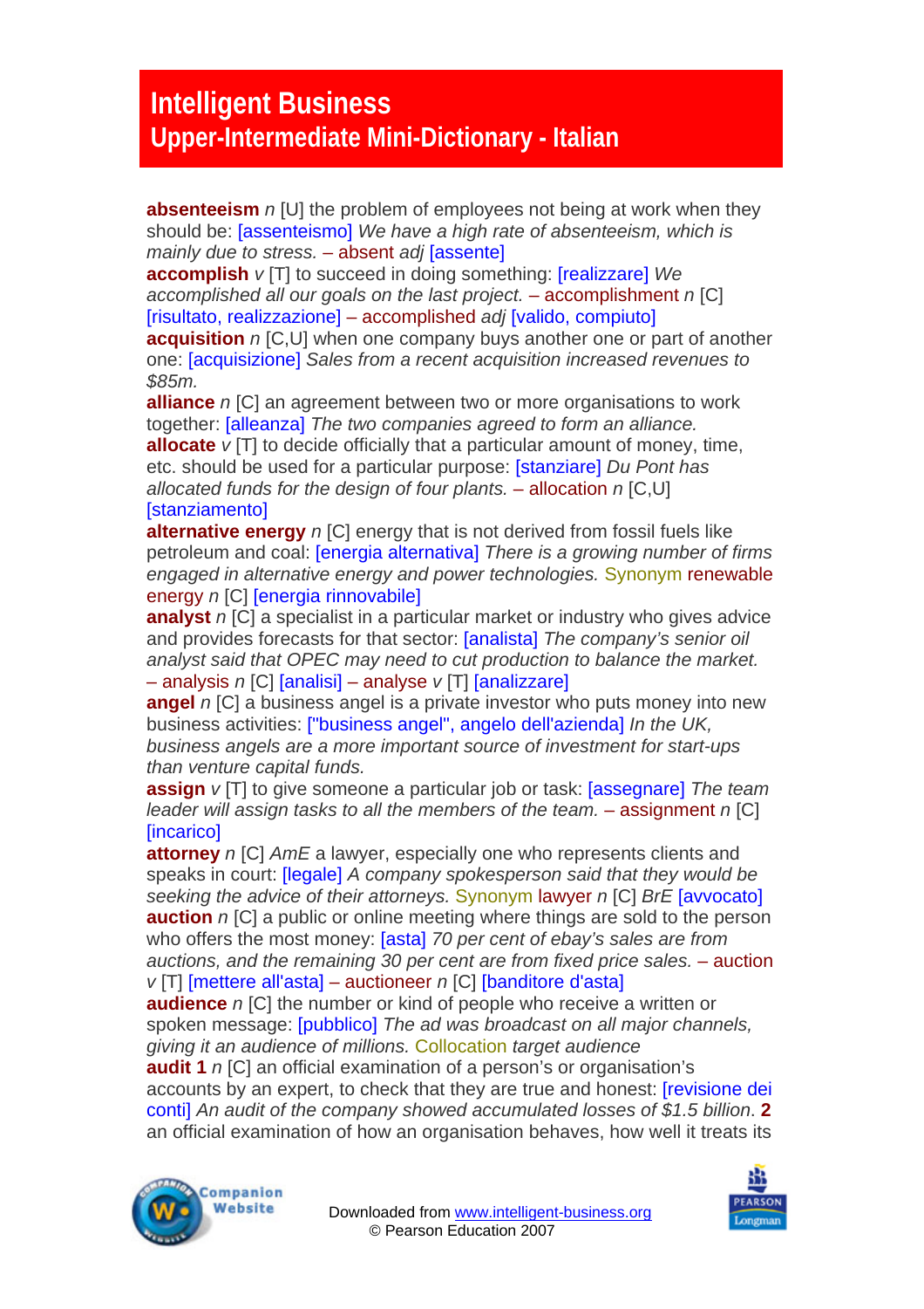# Intelligent Business
## Upper-Intermediate Mini-Dictionary - Italian

**absenteeism** *n* [U] the problem of employees not being at work when they should be: [assenteismo] *We have a high rate of absenteeism, which is mainly due to stress.* – absent *adj* [assente]
**accomplish** *v* [T] to succeed in doing something: [realizzare] *We accomplished all our goals on the last project.* – accomplishment *n* [C] [risultato, realizzazione] – accomplished *adj* [valido, compiuto]
**acquisition** *n* [C,U] when one company buys another one or part of another one: [acquisizione] *Sales from a recent acquisition increased revenues to $85m.*
**alliance** *n* [C] an agreement between two or more organisations to work together: [alleanza] *The two companies agreed to form an alliance.*
**allocate** *v* [T] to decide officially that a particular amount of money, time, etc. should be used for a particular purpose: [stanziare] *Du Pont has allocated funds for the design of four plants.* – allocation *n* [C,U] [stanziamento]
**alternative energy** *n* [C] energy that is not derived from fossil fuels like petroleum and coal: [energia alternativa] *There is a growing number of firms engaged in alternative energy and power technologies.* Synonym renewable energy *n* [C] [energia rinnovabile]
**analyst** *n* [C] a specialist in a particular market or industry who gives advice and provides forecasts for that sector: [analista] *The company's senior oil analyst said that OPEC may need to cut production to balance the market.* – analysis *n* [C] [analisi] – analyse *v* [T] [analizzare]
**angel** *n* [C] a business angel is a private investor who puts money into new business activities: ["business angel", angelo dell'azienda] *In the UK, business angels are a more important source of investment for start-ups than venture capital funds.*
**assign** *v* [T] to give someone a particular job or task: [assegnare] *The team leader will assign tasks to all the members of the team.* – assignment *n* [C] [incarico]
**attorney** *n* [C] *AmE* a lawyer, especially one who represents clients and speaks in court: [legale] *A company spokesperson said that they would be seeking the advice of their attorneys.* Synonym lawyer *n* [C] *BrE* [avvocato]
**auction** *n* [C] a public or online meeting where things are sold to the person who offers the most money: [asta] *70 per cent of ebay's sales are from auctions, and the remaining 30 per cent are from fixed price sales.* – auction *v* [T] [mettere all'asta] – auctioneer *n* [C] [banditore d'asta]
**audience** *n* [C] the number or kind of people who receive a written or spoken message: [pubblico] *The ad was broadcast on all major channels, giving it an audience of millions.* Collocation *target audience*
**audit 1** *n* [C] an official examination of a person's or organisation's accounts by an expert, to check that they are true and honest: [revisione dei conti] *An audit of the company showed accumulated losses of $1.5 billion*. **2** an official examination of how an organisation behaves, how well it treats its

Downloaded from www.intelligent-business.org
© Pearson Education 2007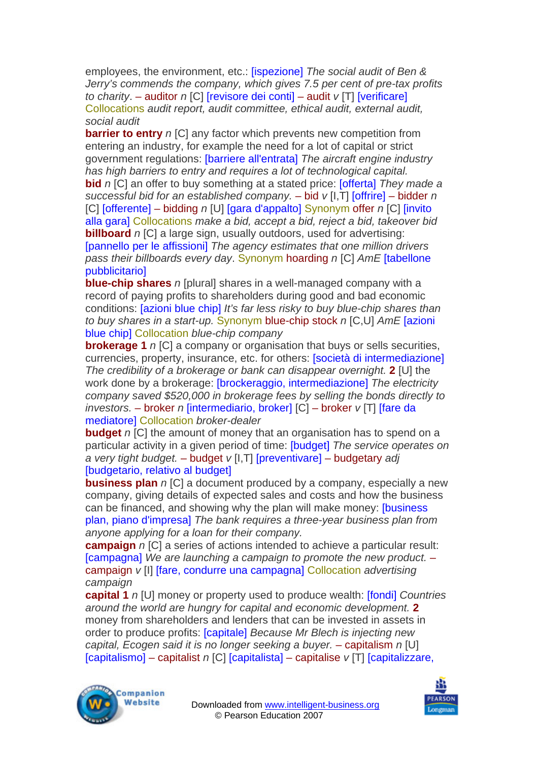employees, the environment, etc.: [ispezione] *The social audit of Ben & Jerry's commends the company, which gives 7.5 per cent of pre-tax profits to charity*. – auditor *n* [C] [revisore dei conti] – audit *v* [T] [verificare] Collocations *audit report, audit committee, ethical audit, external audit, social audit*

**barrier to entry** *n* [C] any factor which prevents new competition from entering an industry, for example the need for a lot of capital or strict government regulations: [barriere all'entrata] *The aircraft engine industry has high barriers to entry and requires a lot of technological capital.*

**bid** *n* [C] an offer to buy something at a stated price: [offerta] *They made a successful bid for an established company.* – bid *v* [I,T] [offrire] – bidder *n* [C] [offerente] – bidding *n* [U] [gara d'appalto] Synonym offer *n* [C] [invito alla gara] Collocations *make a bid, accept a bid, reject a bid, takeover bid*

**billboard** *n* [C] a large sign, usually outdoors, used for advertising: [pannello per le affissioni] *The agency estimates that one million drivers pass their billboards every day*. Synonym hoarding *n* [C] *AmE* [tabellone pubblicitario]

**blue-chip shares** *n* [plural] shares in a well-managed company with a record of paying profits to shareholders during good and bad economic conditions: [azioni blue chip] *It's far less risky to buy blue-chip shares than to buy shares in a start-up.* Synonym blue-chip stock *n* [C,U] *AmE* [azioni blue chip] Collocation *blue-chip company*

**brokerage 1** *n* [C] a company or organisation that buys or sells securities, currencies, property, insurance, etc. for others: [società di intermediazione] *The credibility of a brokerage or bank can disappear overnight.* **2** [U] the work done by a brokerage: [brockeraggio, intermediazione] *The electricity company saved $520,000 in brokerage fees by selling the bonds directly to investors.* – broker *n* [intermediario, broker] [C] – broker *v* [T] [fare da mediatore] Collocation *broker-dealer*

**budget** *n* [C] the amount of money that an organisation has to spend on a particular activity in a given period of time: [budget] *The service operates on a very tight budget.* – budget *v* [I,T] [preventivare] – budgetary *adj* [budgetario, relativo al budget]

**business plan** *n* [C] a document produced by a company, especially a new company, giving details of expected sales and costs and how the business can be financed, and showing why the plan will make money: [business plan, piano d'impresa] *The bank requires a three-year business plan from anyone applying for a loan for their company.*

**campaign** *n* [C] a series of actions intended to achieve a particular result: [campagna] *We are launching a campaign to promote the new product.* – campaign *v* [I] [fare, condurre una campagna] Collocation *advertising campaign*

**capital 1** *n* [U] money or property used to produce wealth: [fondi] *Countries around the world are hungry for capital and economic development.* **2** money from shareholders and lenders that can be invested in assets in order to produce profits: [capitale] *Because Mr Blech is injecting new capital, Ecogen said it is no longer seeking a buyer.* – capitalism *n* [U] [capitalismo] – capitalist *n* [C] [capitalista] – capitalise *v* [T] [capitalizzare,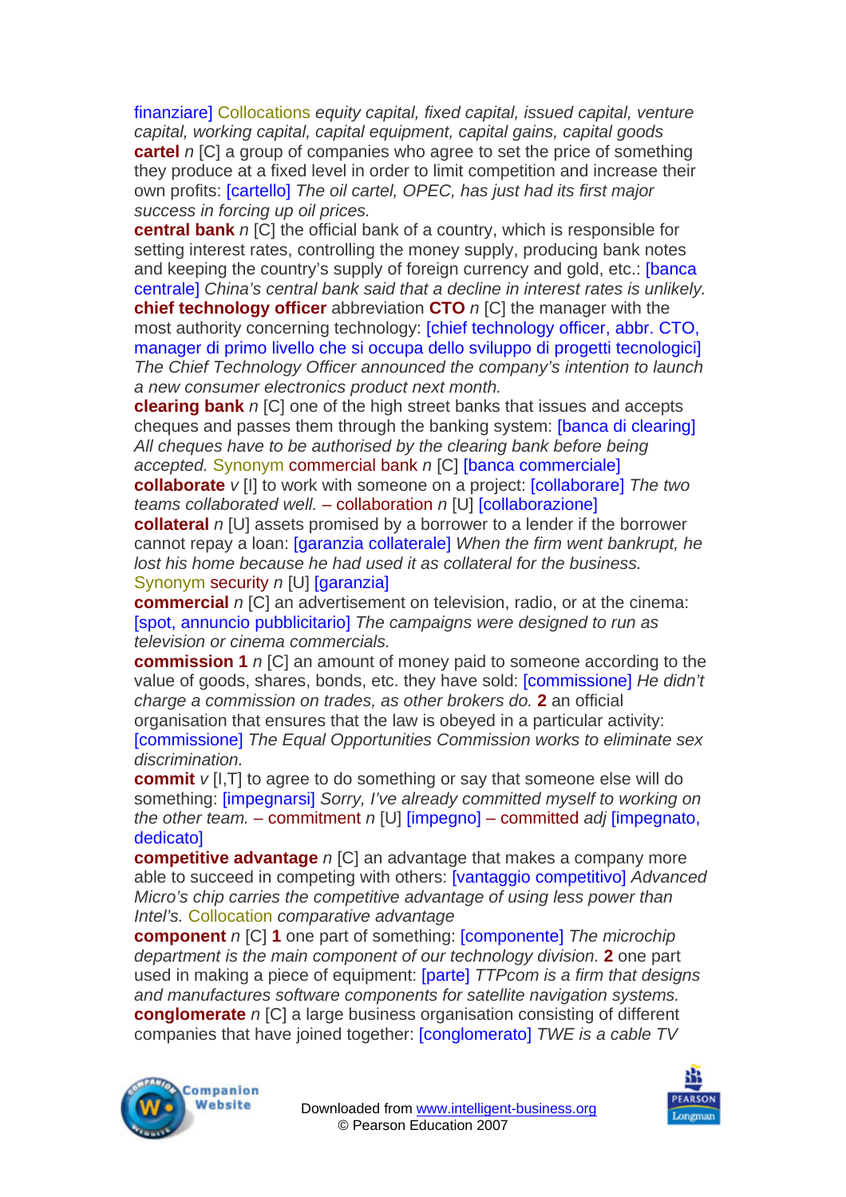finanziare] Collocations *equity capital, fixed capital, issued capital, venture capital, working capital, capital equipment, capital gains, capital goods*

**cartel** *n* [C] a group of companies who agree to set the price of something they produce at a fixed level in order to limit competition and increase their own profits: [cartello] *The oil cartel, OPEC, has just had its first major success in forcing up oil prices.*

**central bank** *n* [C] the official bank of a country, which is responsible for setting interest rates, controlling the money supply, producing bank notes and keeping the country's supply of foreign currency and gold, etc.: [banca centrale] *China's central bank said that a decline in interest rates is unlikely.*

**chief technology officer** abbreviation **CTO** *n* [C] the manager with the most authority concerning technology: [chief technology officer, abbr. CTO, manager di primo livello che si occupa dello sviluppo di progetti tecnologici] *The Chief Technology Officer announced the company's intention to launch a new consumer electronics product next month.*

**clearing bank** *n* [C] one of the high street banks that issues and accepts cheques and passes them through the banking system: [banca di clearing] *All cheques have to be authorised by the clearing bank before being accepted.* Synonym commercial bank *n* [C] [banca commerciale]

**collaborate** *v* [I] to work with someone on a project: [collaborare] *The two teams collaborated well.* – collaboration *n* [U] [collaborazione]

**collateral** *n* [U] assets promised by a borrower to a lender if the borrower cannot repay a loan: [garanzia collaterale] *When the firm went bankrupt, he lost his home because he had used it as collateral for the business.* Synonym security *n* [U] [garanzia]

**commercial** *n* [C] an advertisement on television, radio, or at the cinema: [spot, annuncio pubblicitario] *The campaigns were designed to run as television or cinema commercials.*

**commission 1** *n* [C] an amount of money paid to someone according to the value of goods, shares, bonds, etc. they have sold: [commissione] *He didn't charge a commission on trades, as other brokers do.* **2** an official organisation that ensures that the law is obeyed in a particular activity: [commissione] *The Equal Opportunities Commission works to eliminate sex discrimination.*

**commit** *v* [I,T] to agree to do something or say that someone else will do something: [impegnarsi] *Sorry, I've already committed myself to working on the other team.* – commitment *n* [U] [impegno] – committed *adj* [impegnato, dedicato]

**competitive advantage** *n* [C] an advantage that makes a company more able to succeed in competing with others: [vantaggio competitivo] *Advanced Micro's chip carries the competitive advantage of using less power than Intel's.* Collocation *comparative advantage*

**component** *n* [C] **1** one part of something: [componente] *The microchip department is the main component of our technology division.* **2** one part used in making a piece of equipment: [parte] *TTPcom is a firm that designs and manufactures software components for satellite navigation systems.*

**conglomerate** *n* [C] a large business organisation consisting of different companies that have joined together: [conglomerato] *TWE is a cable TV*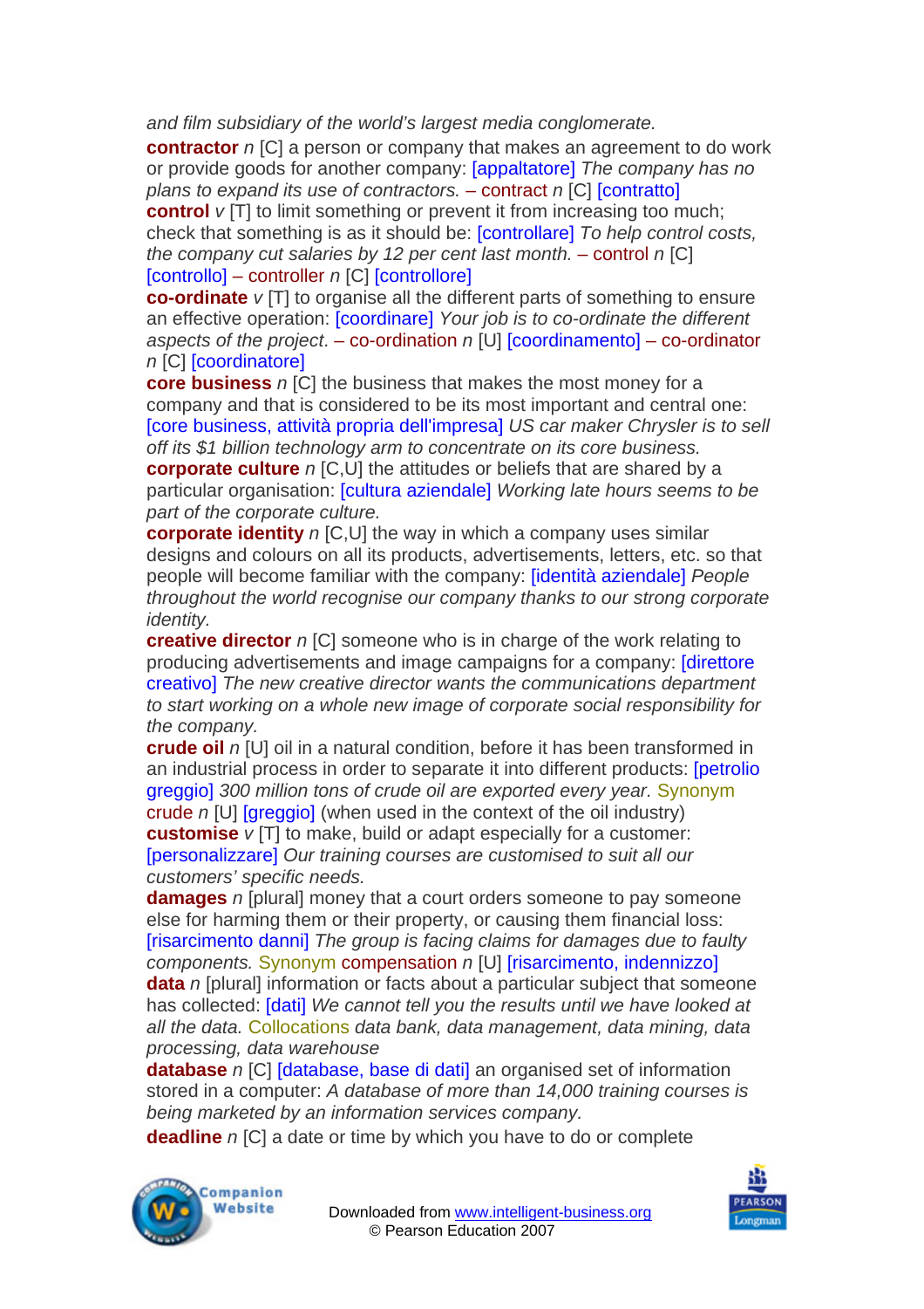*and film subsidiary of the world's largest media conglomerate.*

**contractor** *n* [C] a person or company that makes an agreement to do work or provide goods for another company: [appaltatore] *The company has no plans to expand its use of contractors.* – contract *n* [C] [contratto]

**control** *v* [T] to limit something or prevent it from increasing too much; check that something is as it should be: [controllare] *To help control costs, the company cut salaries by 12 per cent last month.* – control *n* [C] [controllo] – controller *n* [C] [controllore]

**co-ordinate** *v* [T] to organise all the different parts of something to ensure an effective operation: [coordinare] *Your job is to co-ordinate the different aspects of the project*. – co-ordination *n* [U] [coordinamento] – co-ordinator *n* [C] [coordinatore]

**core business** *n* [C] the business that makes the most money for a company and that is considered to be its most important and central one: [core business, attività propria dell'impresa] *US car maker Chrysler is to sell off its $1 billion technology arm to concentrate on its core business.*

**corporate culture** *n* [C,U] the attitudes or beliefs that are shared by a particular organisation: [cultura aziendale] *Working late hours seems to be part of the corporate culture.*

**corporate identity** *n* [C,U] the way in which a company uses similar designs and colours on all its products, advertisements, letters, etc. so that people will become familiar with the company: [identità aziendale] *People throughout the world recognise our company thanks to our strong corporate identity.*

**creative director** *n* [C] someone who is in charge of the work relating to producing advertisements and image campaigns for a company: [direttore creativo] *The new creative director wants the communications department to start working on a whole new image of corporate social responsibility for the company.*

**crude oil** *n* [U] oil in a natural condition, before it has been transformed in an industrial process in order to separate it into different products: [petrolio greggio] *300 million tons of crude oil are exported every year.* Synonym crude *n* [U] [greggio] (when used in the context of the oil industry)

**customise** *v* [T] to make, build or adapt especially for a customer: [personalizzare] *Our training courses are customised to suit all our customers' specific needs.*

**damages** *n* [plural] money that a court orders someone to pay someone else for harming them or their property, or causing them financial loss: [risarcimento danni] *The group is facing claims for damages due to faulty components.* Synonym compensation *n* [U] [risarcimento, indennizzo]

**data** *n* [plural] information or facts about a particular subject that someone has collected: [dati] *We cannot tell you the results until we have looked at all the data.* Collocations *data bank, data management, data mining, data processing, data warehouse*

**database** *n* [C] [database, base di dati] an organised set of information stored in a computer: *A database of more than 14,000 training courses is being marketed by an information services company.*

**deadline** *n* [C] a date or time by which you have to do or complete

Downloaded from www.intelligent-business.org
© Pearson Education 2007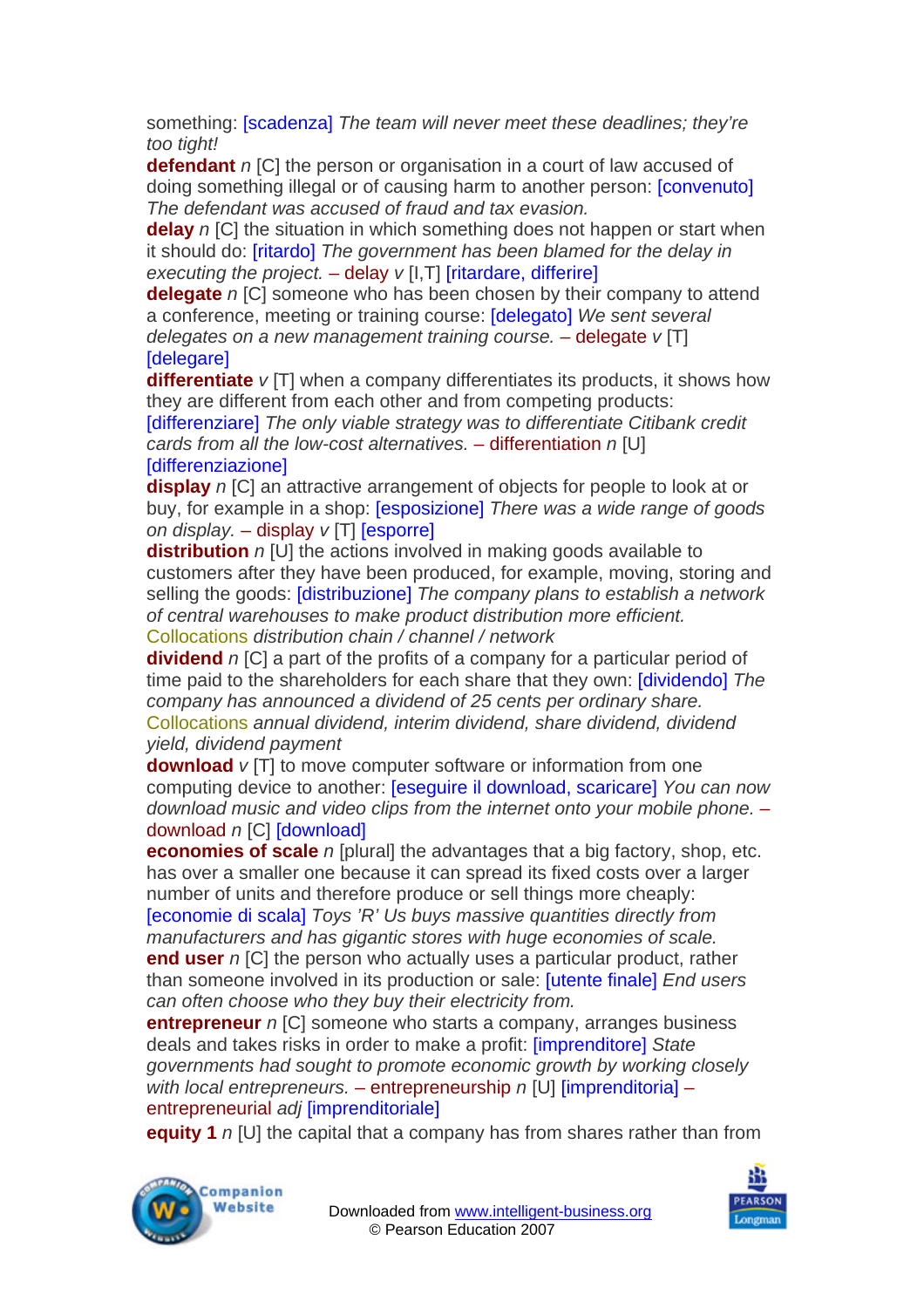something: [scadenza] *The team will never meet these deadlines; they're too tight!*
**defendant** *n* [C] the person or organisation in a court of law accused of doing something illegal or of causing harm to another person: [convenuto] *The defendant was accused of fraud and tax evasion.*
**delay** *n* [C] the situation in which something does not happen or start when it should do: [ritardo] *The government has been blamed for the delay in executing the project.* – delay *v* [I,T] [ritardare, differire]
**delegate** *n* [C] someone who has been chosen by their company to attend a conference, meeting or training course: [delegato] *We sent several delegates on a new management training course.* – delegate *v* [T] [delegare]
**differentiate** *v* [T] when a company differentiates its products, it shows how they are different from each other and from competing products: [differenziare] *The only viable strategy was to differentiate Citibank credit cards from all the low-cost alternatives.* – differentiation *n* [U] [differenziazione]
**display** *n* [C] an attractive arrangement of objects for people to look at or buy, for example in a shop: [esposizione] *There was a wide range of goods on display.* – display *v* [T] [esporre]
**distribution** *n* [U] the actions involved in making goods available to customers after they have been produced, for example, moving, storing and selling the goods: [distribuzione] *The company plans to establish a network of central warehouses to make product distribution more efficient.*
Collocations *distribution chain / channel / network*
**dividend** *n* [C] a part of the profits of a company for a particular period of time paid to the shareholders for each share that they own: [dividendo] *The company has announced a dividend of 25 cents per ordinary share.*
Collocations *annual dividend, interim dividend, share dividend, dividend yield, dividend payment*
**download** *v* [T] to move computer software or information from one computing device to another: [eseguire il download, scaricare] *You can now download music and video clips from the internet onto your mobile phone.* – download *n* [C] [download]
**economies of scale** *n* [plural] the advantages that a big factory, shop, etc. has over a smaller one because it can spread its fixed costs over a larger number of units and therefore produce or sell things more cheaply: [economie di scala] *Toys 'R' Us buys massive quantities directly from manufacturers and has gigantic stores with huge economies of scale.*
**end user** *n* [C] the person who actually uses a particular product, rather than someone involved in its production or sale: [utente finale] *End users can often choose who they buy their electricity from.*
**entrepreneur** *n* [C] someone who starts a company, arranges business deals and takes risks in order to make a profit: [imprenditore] *State governments had sought to promote economic growth by working closely with local entrepreneurs.* – entrepreneurship *n* [U] [imprenditoria] – entrepreneurial *adj* [imprenditoriale]
**equity 1** *n* [U] the capital that a company has from shares rather than from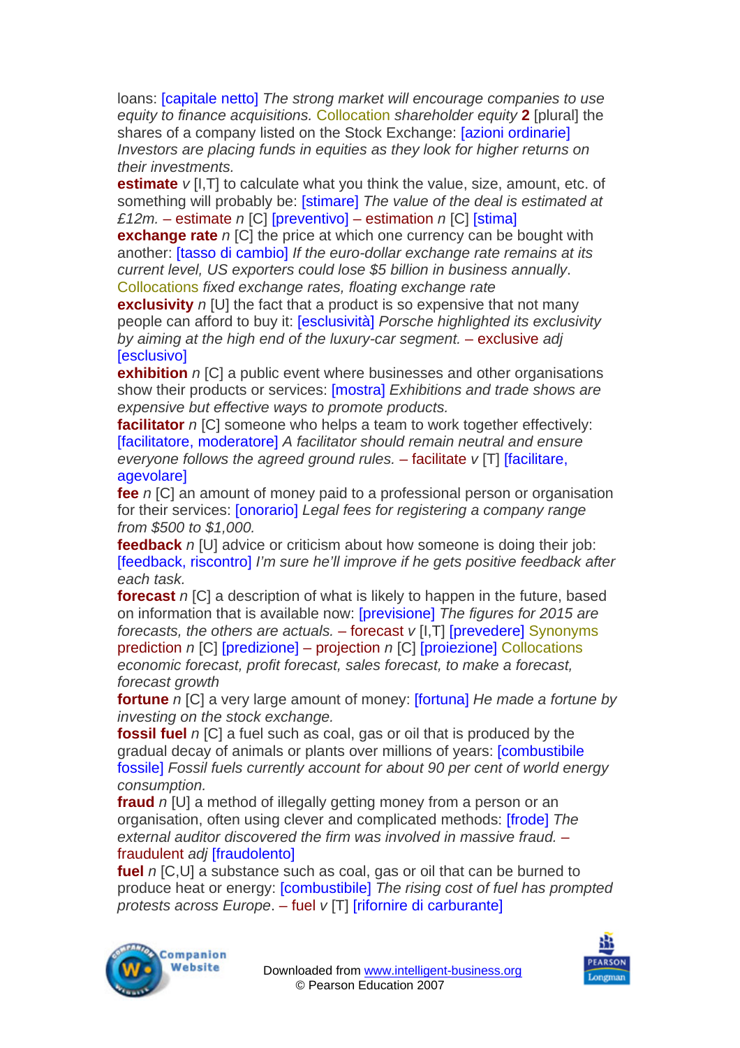loans: [capitale netto] *The strong market will encourage companies to use equity to finance acquisitions.* Collocation *shareholder equity* **2** [plural] the shares of a company listed on the Stock Exchange: [azioni ordinarie] *Investors are placing funds in equities as they look for higher returns on their investments.*

**estimate** *v* [I,T] to calculate what you think the value, size, amount, etc. of something will probably be: [stimare] *The value of the deal is estimated at £12m.* – estimate *n* [C] [preventivo] – estimation *n* [C] [stima]

**exchange rate** *n* [C] the price at which one currency can be bought with another: [tasso di cambio] *If the euro-dollar exchange rate remains at its current level, US exporters could lose $5 billion in business annually.* Collocations *fixed exchange rates, floating exchange rate*

**exclusivity** *n* [U] the fact that a product is so expensive that not many people can afford to buy it: [esclusività] *Porsche highlighted its exclusivity by aiming at the high end of the luxury-car segment.* – exclusive *adj* [esclusivo]

**exhibition** *n* [C] a public event where businesses and other organisations show their products or services: [mostra] *Exhibitions and trade shows are expensive but effective ways to promote products.*

**facilitator** *n* [C] someone who helps a team to work together effectively: [facilitatore, moderatore] *A facilitator should remain neutral and ensure everyone follows the agreed ground rules.* – facilitate *v* [T] [facilitare, agevolare]

**fee** *n* [C] an amount of money paid to a professional person or organisation for their services: [onorario] *Legal fees for registering a company range from $500 to $1,000.*

**feedback** *n* [U] advice or criticism about how someone is doing their job: [feedback, riscontro] *I'm sure he'll improve if he gets positive feedback after each task.*

**forecast** *n* [C] a description of what is likely to happen in the future, based on information that is available now: [previsione] *The figures for 2015 are forecasts, the others are actuals.* – forecast *v* [I,T] [prevedere] Synonyms prediction *n* [C] [predizione] – projection *n* [C] [proiezione] Collocations *economic forecast, profit forecast, sales forecast, to make a forecast, forecast growth*

**fortune** *n* [C] a very large amount of money: [fortuna] *He made a fortune by investing on the stock exchange.*

**fossil fuel** *n* [C] a fuel such as coal, gas or oil that is produced by the gradual decay of animals or plants over millions of years: [combustibile fossile] *Fossil fuels currently account for about 90 per cent of world energy consumption.*

**fraud** *n* [U] a method of illegally getting money from a person or an organisation, often using clever and complicated methods: [frode] *The external auditor discovered the firm was involved in massive fraud.* – fraudulent *adj* [fraudolento]

**fuel** *n* [C,U] a substance such as coal, gas or oil that can be burned to produce heat or energy: [combustibile] *The rising cost of fuel has prompted protests across Europe*. – fuel *v* [T] [rifornire di carburante]

Downloaded from www.intelligent-business.org
© Pearson Education 2007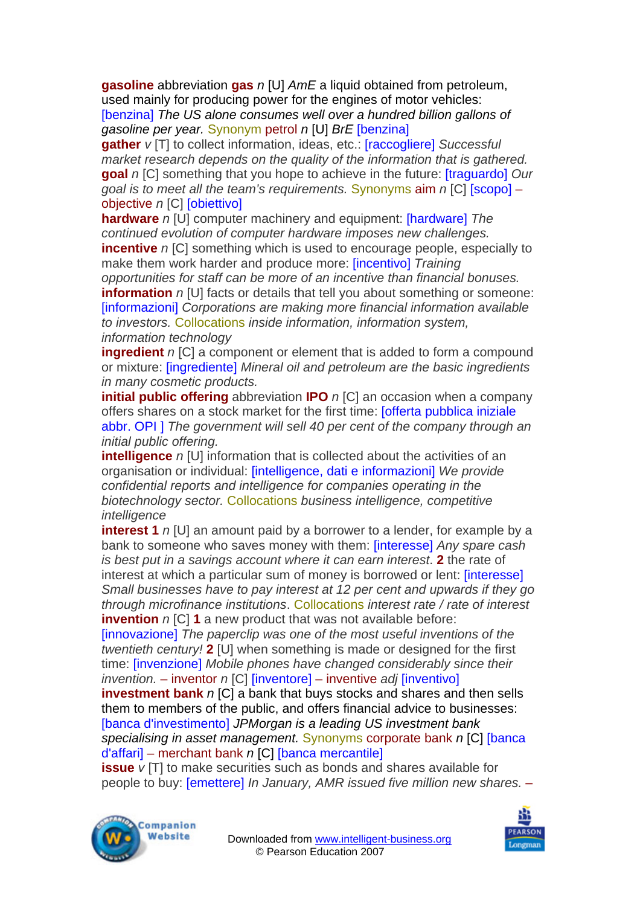**gasoline** abbreviation **gas** *n* [U] *AmE* a liquid obtained from petroleum, used mainly for producing power for the engines of motor vehicles: [benzina] *The US alone consumes well over a hundred billion gallons of gasoline per year.* Synonym petrol *n* [U] *BrE* [benzina]

**gather** *v* [T] to collect information, ideas, etc.: [raccogliere] *Successful market research depends on the quality of the information that is gathered.*

**goal** *n* [C] something that you hope to achieve in the future: [traguardo] *Our goal is to meet all the team's requirements.* Synonyms aim *n* [C] [scopo] – objective *n* [C] [obiettivo]

**hardware** *n* [U] computer machinery and equipment: [hardware] *The continued evolution of computer hardware imposes new challenges.*

**incentive** *n* [C] something which is used to encourage people, especially to make them work harder and produce more: [incentivo] *Training opportunities for staff can be more of an incentive than financial bonuses.*

**information** *n* [U] facts or details that tell you about something or someone: [informazioni] *Corporations are making more financial information available to investors.* Collocations *inside information, information system, information technology*

**ingredient** *n* [C] a component or element that is added to form a compound or mixture: [ingrediente] *Mineral oil and petroleum are the basic ingredients in many cosmetic products.*

**initial public offering** abbreviation **IPO** *n* [C] an occasion when a company offers shares on a stock market for the first time: [offerta pubblica iniziale abbr. OPI ] *The government will sell 40 per cent of the company through an initial public offering.*

**intelligence** *n* [U] information that is collected about the activities of an organisation or individual: [intelligence, dati e informazioni] *We provide confidential reports and intelligence for companies operating in the biotechnology sector.* Collocations *business intelligence, competitive intelligence*

**interest 1** *n* [U] an amount paid by a borrower to a lender, for example by a bank to someone who saves money with them: [interesse] *Any spare cash is best put in a savings account where it can earn interest*. **2** the rate of interest at which a particular sum of money is borrowed or lent: [interesse] *Small businesses have to pay interest at 12 per cent and upwards if they go through microfinance institutions*. Collocations *interest rate / rate of interest*

**invention** *n* [C] **1** a new product that was not available before: [innovazione] *The paperclip was one of the most useful inventions of the twentieth century!* **2** [U] when something is made or designed for the first time: [invenzione] *Mobile phones have changed considerably since their invention.* – inventor *n* [C] [inventore] – inventive *adj* [inventivo]

**investment bank** *n* [C] a bank that buys stocks and shares and then sells them to members of the public, and offers financial advice to businesses: [banca d'investimento] *JPMorgan is a leading US investment bank specialising in asset management.* Synonyms corporate bank *n* [C] [banca d'affari] – merchant bank *n* [C] [banca mercantile]

**issue** *v* [T] to make securities such as bonds and shares available for people to buy: [emettere] *In January, AMR issued five million new shares.* –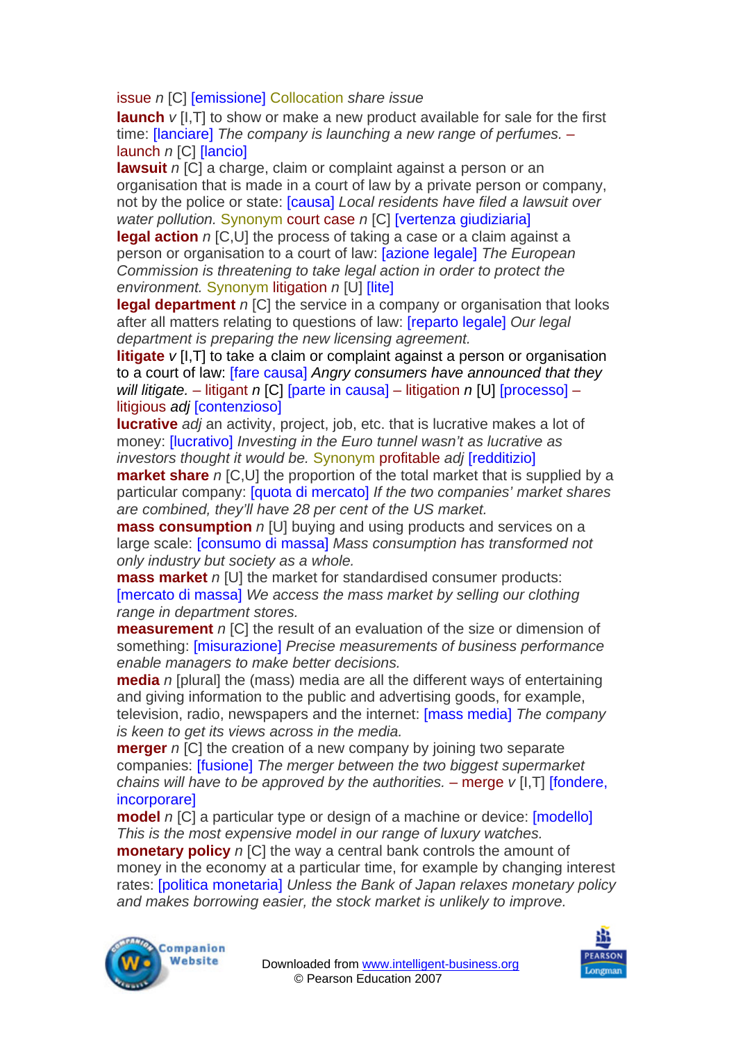issue *n* [C] [emissione] Collocation *share issue*

**launch** *v* [I,T] to show or make a new product available for sale for the first time: [lanciare] *The company is launching a new range of perfumes.* – launch *n* [C] [lancio]

**lawsuit** *n* [C] a charge, claim or complaint against a person or an organisation that is made in a court of law by a private person or company, not by the police or state: [causa] *Local residents have filed a lawsuit over water pollution.* Synonym court case *n* [C] [vertenza giudiziaria]

**legal action** *n* [C,U] the process of taking a case or a claim against a person or organisation to a court of law: [azione legale] *The European Commission is threatening to take legal action in order to protect the environment.* Synonym litigation *n* [U] [lite]

**legal department** *n* [C] the service in a company or organisation that looks after all matters relating to questions of law: [reparto legale] *Our legal department is preparing the new licensing agreement.*

**litigate** *v* [I,T] to take a claim or complaint against a person or organisation to a court of law: [fare causa] *Angry consumers have announced that they will litigate.* – litigant *n* [C] [parte in causa] – litigation *n* [U] [processo] – litigious *adj* [contenzioso]

**lucrative** *adj* an activity, project, job, etc. that is lucrative makes a lot of money: [lucrativo] *Investing in the Euro tunnel wasn't as lucrative as investors thought it would be.* Synonym profitable *adj* [redditizio]

**market share** *n* [C,U] the proportion of the total market that is supplied by a particular company: [quota di mercato] *If the two companies' market shares are combined, they'll have 28 per cent of the US market.*

**mass consumption** *n* [U] buying and using products and services on a large scale: [consumo di massa] *Mass consumption has transformed not only industry but society as a whole.*

**mass market** *n* [U] the market for standardised consumer products: [mercato di massa] *We access the mass market by selling our clothing range in department stores.*

**measurement** *n* [C] the result of an evaluation of the size or dimension of something: [misurazione] *Precise measurements of business performance enable managers to make better decisions.*

**media** *n* [plural] the (mass) media are all the different ways of entertaining and giving information to the public and advertising goods, for example, television, radio, newspapers and the internet: [mass media] *The company is keen to get its views across in the media.*

**merger** *n* [C] the creation of a new company by joining two separate companies: [fusione] *The merger between the two biggest supermarket chains will have to be approved by the authorities.* – merge *v* [I,T] [fondere, incorporare]

**model** *n* [C] a particular type or design of a machine or device: [modello] *This is the most expensive model in our range of luxury watches.*

**monetary policy** *n* [C] the way a central bank controls the amount of money in the economy at a particular time, for example by changing interest rates: [politica monetaria] *Unless the Bank of Japan relaxes monetary policy and makes borrowing easier, the stock market is unlikely to improve.*

Downloaded from www.intelligent-business.org
© Pearson Education 2007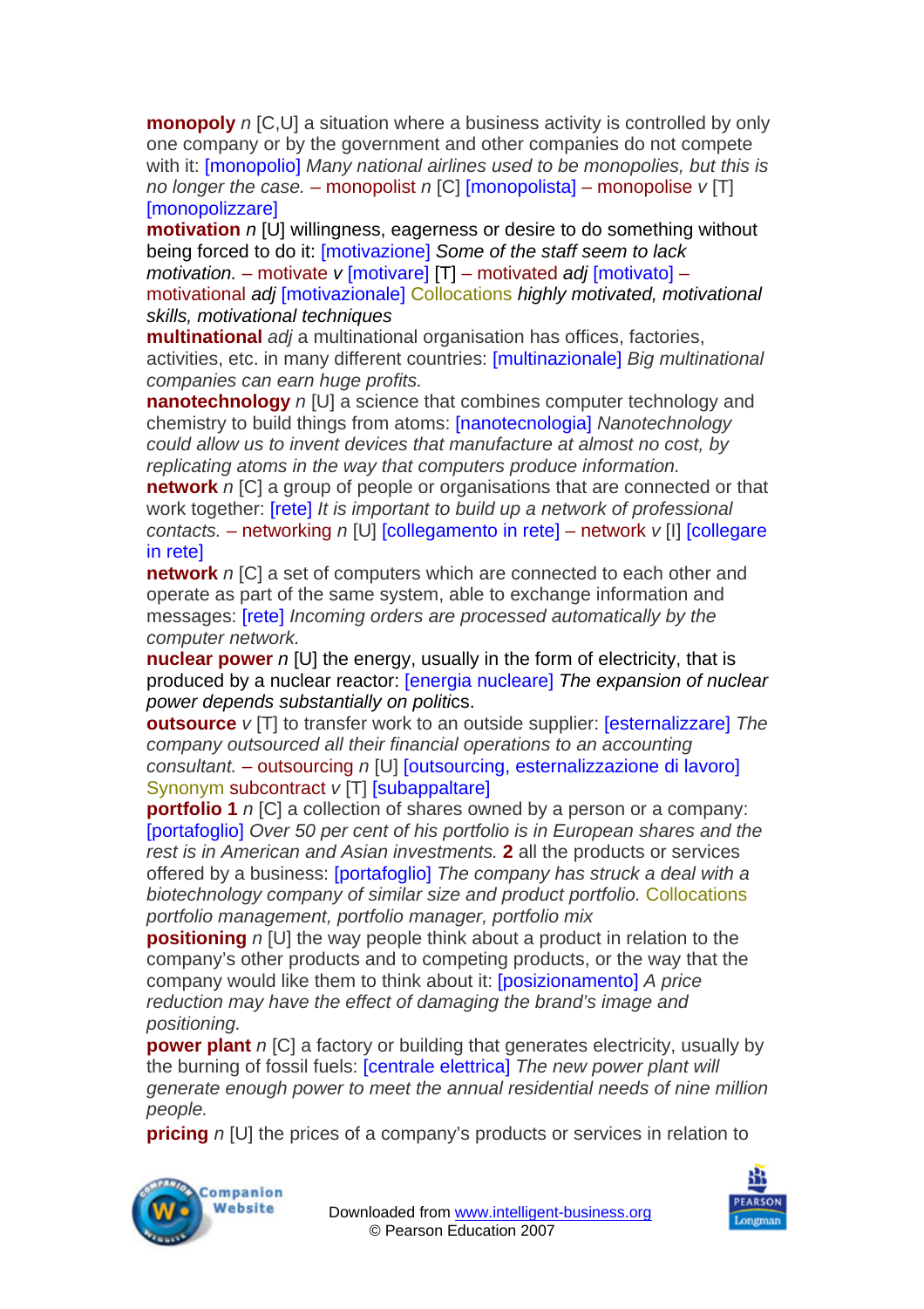**monopoly** *n* [C,U] a situation where a business activity is controlled by only one company or by the government and other companies do not compete with it: [monopolio] *Many national airlines used to be monopolies, but this is no longer the case.* – monopolist *n* [C] [monopolista] – monopolise *v* [T] [monopolizzare]

**motivation** *n* [U] willingness, eagerness or desire to do something without being forced to do it: [motivazione] *Some of the staff seem to lack motivation.* – motivate *v* [motivare] [T] – motivated *adj* [motivato] – motivational *adj* [motivazionale] Collocations *highly motivated, motivational skills, motivational techniques*

**multinational** *adj* a multinational organisation has offices, factories, activities, etc. in many different countries: [multinazionale] *Big multinational companies can earn huge profits.*

**nanotechnology** *n* [U] a science that combines computer technology and chemistry to build things from atoms: [nanotecnologia] *Nanotechnology could allow us to invent devices that manufacture at almost no cost, by replicating atoms in the way that computers produce information.*

**network** *n* [C] a group of people or organisations that are connected or that work together: [rete] *It is important to build up a network of professional contacts.* – networking *n* [U] [collegamento in rete] – network *v* [I] [collegare in rete]

**network** *n* [C] a set of computers which are connected to each other and operate as part of the same system, able to exchange information and messages: [rete] *Incoming orders are processed automatically by the computer network.*

**nuclear power** *n* [U] the energy, usually in the form of electricity, that is produced by a nuclear reactor: [energia nucleare] *The expansion of nuclear power depends substantially on politics.*

**outsource** *v* [T] to transfer work to an outside supplier: [esternalizzare] *The company outsourced all their financial operations to an accounting consultant.* – outsourcing *n* [U] [outsourcing, esternalizzazione di lavoro] Synonym subcontract *v* [T] [subappaltare]

**portfolio 1** *n* [C] a collection of shares owned by a person or a company: [portafoglio] *Over 50 per cent of his portfolio is in European shares and the rest is in American and Asian investments.* **2** all the products or services offered by a business: [portafoglio] *The company has struck a deal with a biotechnology company of similar size and product portfolio.* Collocations *portfolio management, portfolio manager, portfolio mix*

**positioning** *n* [U] the way people think about a product in relation to the company's other products and to competing products, or the way that the company would like them to think about it: [posizionamento] *A price reduction may have the effect of damaging the brand's image and positioning.*

**power plant** *n* [C] a factory or building that generates electricity, usually by the burning of fossil fuels: [centrale elettrica] *The new power plant will generate enough power to meet the annual residential needs of nine million people.*

**pricing** *n* [U] the prices of a company's products or services in relation to

Downloaded from www.intelligent-business.org
© Pearson Education 2007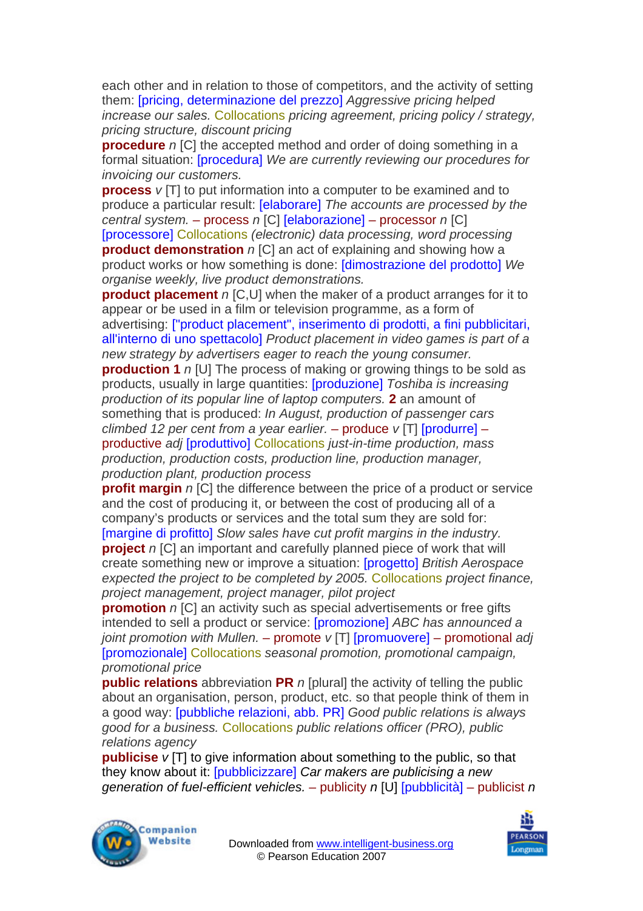each other and in relation to those of competitors, and the activity of setting them: [pricing, determinazione del prezzo] *Aggressive pricing helped increase our sales.* Collocations *pricing agreement, pricing policy / strategy, pricing structure, discount pricing*

**procedure** *n* [C] the accepted method and order of doing something in a formal situation: [procedura] *We are currently reviewing our procedures for invoicing our customers.*

**process** *v* [T] to put information into a computer to be examined and to produce a particular result: [elaborare] *The accounts are processed by the central system.* – process *n* [C] [elaborazione] – processor *n* [C] [processore] Collocations *(electronic) data processing, word processing*

**product demonstration** *n* [C] an act of explaining and showing how a product works or how something is done: [dimostrazione del prodotto] *We organise weekly, live product demonstrations.*

**product placement** *n* [C,U] when the maker of a product arranges for it to appear or be used in a film or television programme, as a form of advertising: ["product placement", inserimento di prodotti, a fini pubblicitari, all'interno di uno spettacolo] *Product placement in video games is part of a new strategy by advertisers eager to reach the young consumer.*

**production 1** *n* [U] The process of making or growing things to be sold as products, usually in large quantities: [produzione] *Toshiba is increasing production of its popular line of laptop computers.* **2** an amount of something that is produced: *In August, production of passenger cars climbed 12 per cent from a year earlier.* – produce *v* [T] [produrre] – productive *adj* [produttivo] Collocations *just-in-time production, mass production, production costs, production line, production manager, production plant, production process*

**profit margin** *n* [C] the difference between the price of a product or service and the cost of producing it, or between the cost of producing all of a company's products or services and the total sum they are sold for: [margine di profitto] *Slow sales have cut profit margins in the industry.*

**project** *n* [C] an important and carefully planned piece of work that will create something new or improve a situation: [progetto] *British Aerospace expected the project to be completed by 2005.* Collocations *project finance, project management, project manager, pilot project*

**promotion** *n* [C] an activity such as special advertisements or free gifts intended to sell a product or service: [promozione] *ABC has announced a joint promotion with Mullen.* – promote *v* [T] [promuovere] – promotional *adj* [promozionale] Collocations *seasonal promotion, promotional campaign, promotional price*

**public relations** abbreviation **PR** *n* [plural] the activity of telling the public about an organisation, person, product, etc. so that people think of them in a good way: [pubbliche relazioni, abb. PR] *Good public relations is always good for a business.* Collocations *public relations officer (PRO), public relations agency*

**publicise** *v* [T] to give information about something to the public, so that they know about it: [pubblicizzare] *Car makers are publicising a new generation of fuel-efficient vehicles.* – publicity *n* [U] [pubblicità] – publicist *n*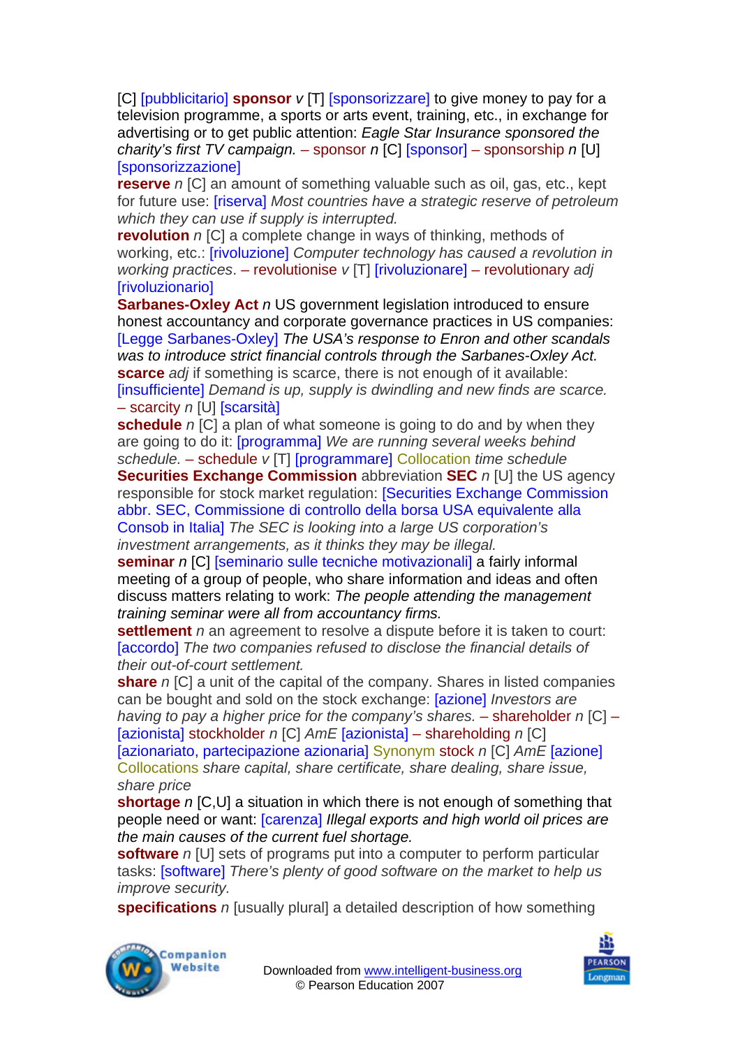[C] [pubblicitario] **sponsor** *v* [T] [sponsorizzare] to give money to pay for a television programme, a sports or arts event, training, etc., in exchange for advertising or to get public attention: *Eagle Star Insurance sponsored the charity's first TV campaign.* – sponsor *n* [C] [sponsor] – sponsorship *n* [U] [sponsorizzazione]

**reserve** *n* [C] an amount of something valuable such as oil, gas, etc., kept for future use: [riserva] *Most countries have a strategic reserve of petroleum which they can use if supply is interrupted.*

**revolution** *n* [C] a complete change in ways of thinking, methods of working, etc.: [rivoluzione] *Computer technology has caused a revolution in working practices.* – revolutionise *v* [T] [rivoluzionare] – revolutionary *adj* [rivoluzionario]

**Sarbanes-Oxley Act** *n* US government legislation introduced to ensure honest accountancy and corporate governance practices in US companies: [Legge Sarbanes-Oxley] *The USA's response to Enron and other scandals was to introduce strict financial controls through the Sarbanes-Oxley Act.*

**scarce** *adj* if something is scarce, there is not enough of it available: [insufficiente] *Demand is up, supply is dwindling and new finds are scarce.* – scarcity *n* [U] [scarsità]

**schedule** *n* [C] a plan of what someone is going to do and by when they are going to do it: [programma] *We are running several weeks behind schedule.* – schedule *v* [T] [programmare] Collocation *time schedule*

**Securities Exchange Commission** abbreviation **SEC** *n* [U] the US agency responsible for stock market regulation: [Securities Exchange Commission abbr. SEC, Commissione di controllo della borsa USA equivalente alla Consob in Italia] *The SEC is looking into a large US corporation's investment arrangements, as it thinks they may be illegal.*

**seminar** *n* [C] [seminario sulle tecniche motivazionali] a fairly informal meeting of a group of people, who share information and ideas and often discuss matters relating to work: *The people attending the management training seminar were all from accountancy firms.*

**settlement** *n* an agreement to resolve a dispute before it is taken to court: [accordo] *The two companies refused to disclose the financial details of their out-of-court settlement.*

**share** *n* [C] a unit of the capital of the company. Shares in listed companies can be bought and sold on the stock exchange: [azione] *Investors are having to pay a higher price for the company's shares.* – shareholder *n* [C] – [azionista] stockholder *n* [C] *AmE* [azionista] – shareholding *n* [C] [azionariato, partecipazione azionaria] Synonym stock *n* [C] *AmE* [azione] Collocations *share capital, share certificate, share dealing, share issue, share price*

**shortage** *n* [C,U] a situation in which there is not enough of something that people need or want: [carenza] *Illegal exports and high world oil prices are the main causes of the current fuel shortage.*

**software** *n* [U] sets of programs put into a computer to perform particular tasks: [software] *There's plenty of good software on the market to help us improve security.*

**specifications** *n* [usually plural] a detailed description of how something

Downloaded from www.intelligent-business.org
© Pearson Education 2007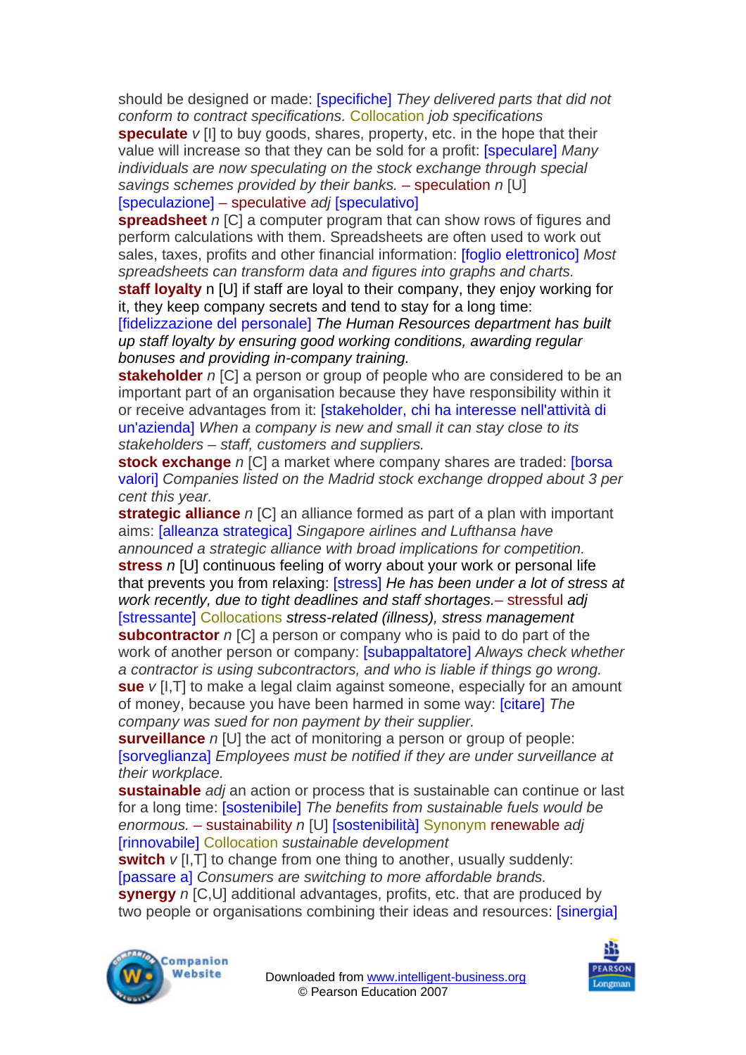should be designed or made: [specifiche] *They delivered parts that did not conform to contract specifications.* Collocation *job specifications*

**speculate** *v* [I] to buy goods, shares, property, etc. in the hope that their value will increase so that they can be sold for a profit: [speculare] *Many individuals are now speculating on the stock exchange through special savings schemes provided by their banks.* – speculation *n* [U] [speculazione] – speculative *adj* [speculativo]

**spreadsheet** *n* [C] a computer program that can show rows of figures and perform calculations with them. Spreadsheets are often used to work out sales, taxes, profits and other financial information: [foglio elettronico] *Most spreadsheets can transform data and figures into graphs and charts.*

**staff loyalty** n [U] if staff are loyal to their company, they enjoy working for it, they keep company secrets and tend to stay for a long time: [fidelizzazione del personale] *The Human Resources department has built up staff loyalty by ensuring good working conditions, awarding regular bonuses and providing in-company training.*

**stakeholder** *n* [C] a person or group of people who are considered to be an important part of an organisation because they have responsibility within it or receive advantages from it: [stakeholder, chi ha interesse nell'attività di un'azienda] *When a company is new and small it can stay close to its stakeholders – staff, customers and suppliers.*

**stock exchange** *n* [C] a market where company shares are traded: [borsa valori] *Companies listed on the Madrid stock exchange dropped about 3 per cent this year.*

**strategic alliance** *n* [C] an alliance formed as part of a plan with important aims: [alleanza strategica] *Singapore airlines and Lufthansa have announced a strategic alliance with broad implications for competition.*

**stress** *n* [U] continuous feeling of worry about your work or personal life that prevents you from relaxing: [stress] *He has been under a lot of stress at work recently, due to tight deadlines and staff shortages.*– stressful *adj* [stressante] Collocations *stress-related (illness), stress management*

**subcontractor** *n* [C] a person or company who is paid to do part of the work of another person or company: [subappaltatore] *Always check whether a contractor is using subcontractors, and who is liable if things go wrong.*

**sue** *v* [I,T] to make a legal claim against someone, especially for an amount of money, because you have been harmed in some way: [citare] *The company was sued for non payment by their supplier.*

**surveillance** *n* [U] the act of monitoring a person or group of people: [sorveglianza] *Employees must be notified if they are under surveillance at their workplace.*

**sustainable** *adj* an action or process that is sustainable can continue or last for a long time: [sostenibile] *The benefits from sustainable fuels would be enormous.* – sustainability *n* [U] [sostenibilità] Synonym renewable *adj* [rinnovabile] Collocation *sustainable development*

**switch** *v* [I,T] to change from one thing to another, usually suddenly: [passare a] *Consumers are switching to more affordable brands.*

**synergy** *n* [C,U] additional advantages, profits, etc. that are produced by two people or organisations combining their ideas and resources: [sinergia]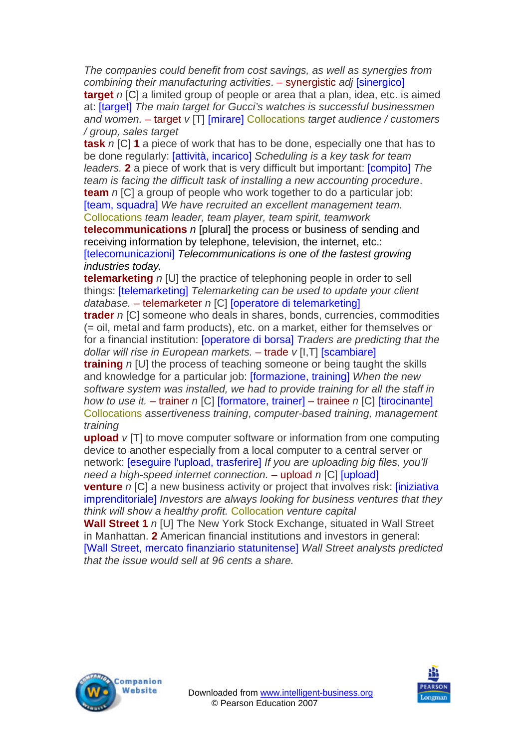*The companies could benefit from cost savings, as well as synergies from combining their manufacturing activities*. – synergistic *adj* [sinergico]

**target** *n* [C] a limited group of people or area that a plan, idea, etc. is aimed at: [target] *The main target for Gucci's watches is successful businessmen and women.* – target *v* [T] [mirare] Collocations *target audience / customers / group, sales target*

**task** *n* [C] **1** a piece of work that has to be done, especially one that has to be done regularly: [attività, incarico] *Scheduling is a key task for team leaders.* **2** a piece of work that is very difficult but important: [compito] *The team is facing the difficult task of installing a new accounting procedure*.

**team** *n* [C] a group of people who work together to do a particular job: [team, squadra] *We have recruited an excellent management team.* Collocations *team leader, team player, team spirit, teamwork*

**telecommunications** *n* [plural] the process or business of sending and receiving information by telephone, television, the internet, etc.: [telecomunicazioni] *Telecommunications is one of the fastest growing industries today.*

**telemarketing** *n* [U] the practice of telephoning people in order to sell things: [telemarketing] *Telemarketing can be used to update your client database.* – telemarketer *n* [C] [operatore di telemarketing]

**trader** *n* [C] someone who deals in shares, bonds, currencies, commodities (= oil, metal and farm products), etc. on a market, either for themselves or for a financial institution: [operatore di borsa] *Traders are predicting that the dollar will rise in European markets.* – trade *v* [I,T] [scambiare]

**training** *n* [U] the process of teaching someone or being taught the skills and knowledge for a particular job: [formazione, training] *When the new software system was installed, we had to provide training for all the staff in how to use it.* – trainer *n* [C] [formatore, trainer] – trainee *n* [C] [tirocinante] Collocations *assertiveness training*, *computer-based training, management training*

**upload** *v* [T] to move computer software or information from one computing device to another especially from a local computer to a central server or network: [eseguire l'upload, trasferire] *If you are uploading big files, you'll need a high-speed internet connection.* – upload *n* [C] [upload]

**venture** *n* [C] a new business activity or project that involves risk: [iniziativa imprenditoriale] *Investors are always looking for business ventures that they think will show a healthy profit.* Collocation *venture capital*

**Wall Street** **1** *n* [U] The New York Stock Exchange, situated in Wall Street in Manhattan. **2** American financial institutions and investors in general: [Wall Street, mercato finanziario statunitense] *Wall Street analysts predicted that the issue would sell at 96 cents a share.*

Downloaded from www.intelligent-business.org
© Pearson Education 2007